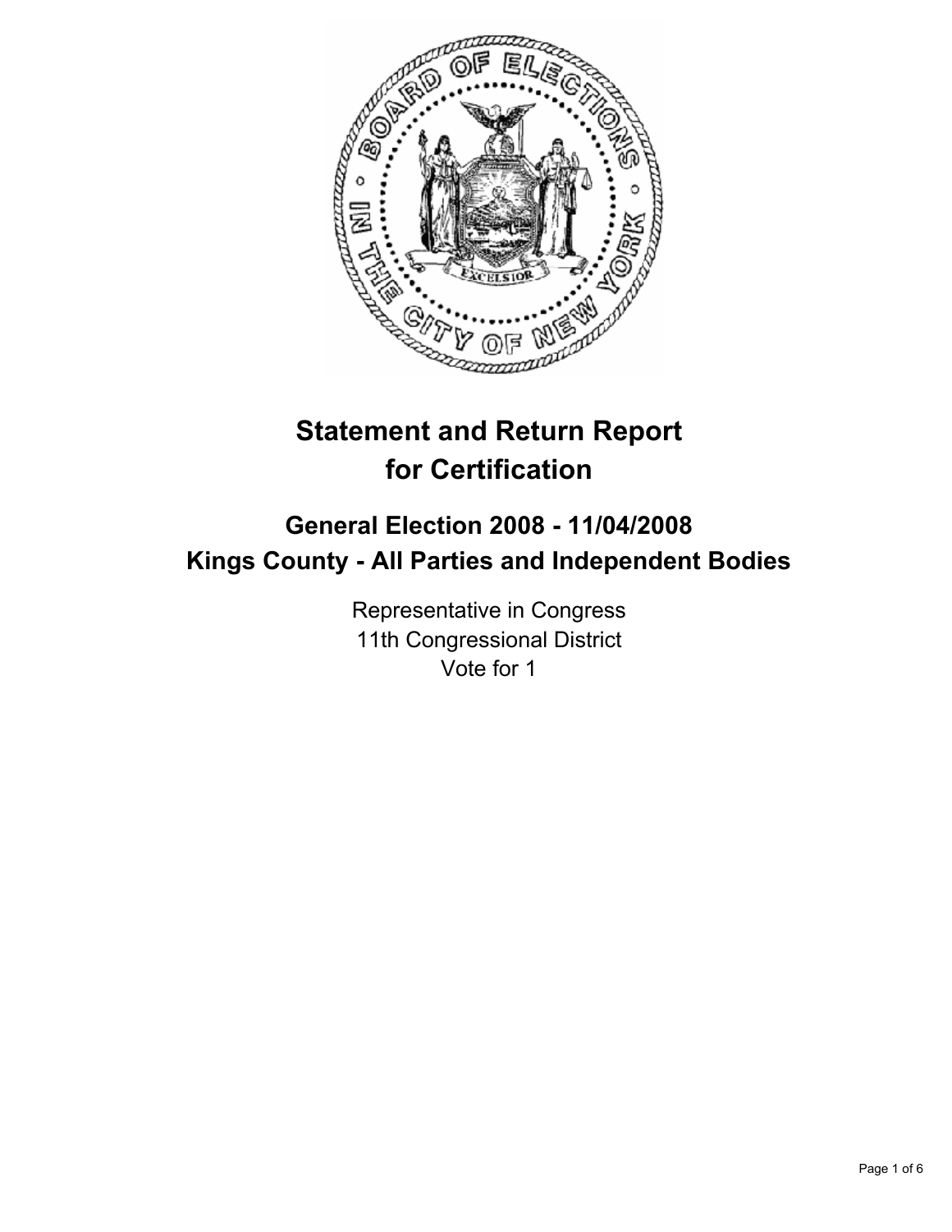# Statement and Return Report for Certification

## General Election 2008 - 11/04/2008
## Kings County - All Parties and Independent Bodies

Representative in Congress
11th Congressional District
Vote for 1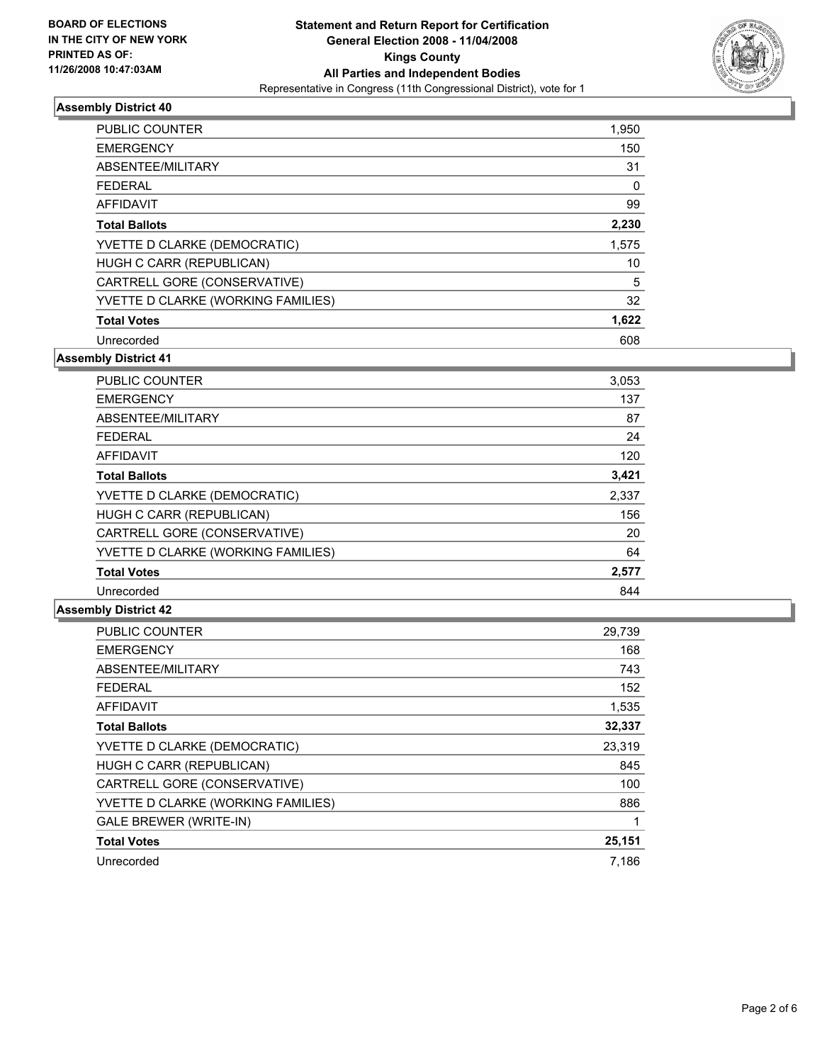**BOARD OF ELECTIONS**
**IN THE CITY OF NEW YORK**
**PRINTED AS OF:**
**11/26/2008 10:47:03AM**

**Statement and Return Report for Certification**
**General Election 2008 - 11/04/2008**
**Kings County**
**All Parties and Independent Bodies**
Representative in Congress (11th Congressional District), vote for 1

### Assembly District 40

| | |
|---|---|
| PUBLIC COUNTER | 1,950 |
| EMERGENCY | 150 |
| ABSENTEE/MILITARY | 31 |
| FEDERAL | 0 |
| AFFIDAVIT | 99 |
| **Total Ballots** | **2,230** |
| YVETTE D CLARKE (DEMOCRATIC) | 1,575 |
| HUGH C CARR (REPUBLICAN) | 10 |
| CARTRELL GORE (CONSERVATIVE) | 5 |
| YVETTE D CLARKE (WORKING FAMILIES) | 32 |
| **Total Votes** | **1,622** |
| Unrecorded | 608 |

### Assembly District 41

| | |
|---|---|
| PUBLIC COUNTER | 3,053 |
| EMERGENCY | 137 |
| ABSENTEE/MILITARY | 87 |
| FEDERAL | 24 |
| AFFIDAVIT | 120 |
| **Total Ballots** | **3,421** |
| YVETTE D CLARKE (DEMOCRATIC) | 2,337 |
| HUGH C CARR (REPUBLICAN) | 156 |
| CARTRELL GORE (CONSERVATIVE) | 20 |
| YVETTE D CLARKE (WORKING FAMILIES) | 64 |
| **Total Votes** | **2,577** |
| Unrecorded | 844 |

### Assembly District 42

| | |
|---|---|
| PUBLIC COUNTER | 29,739 |
| EMERGENCY | 168 |
| ABSENTEE/MILITARY | 743 |
| FEDERAL | 152 |
| AFFIDAVIT | 1,535 |
| **Total Ballots** | **32,337** |
| YVETTE D CLARKE (DEMOCRATIC) | 23,319 |
| HUGH C CARR (REPUBLICAN) | 845 |
| CARTRELL GORE (CONSERVATIVE) | 100 |
| YVETTE D CLARKE (WORKING FAMILIES) | 886 |
| GALE BREWER (WRITE-IN) | 1 |
| **Total Votes** | **25,151** |
| Unrecorded | 7,186 |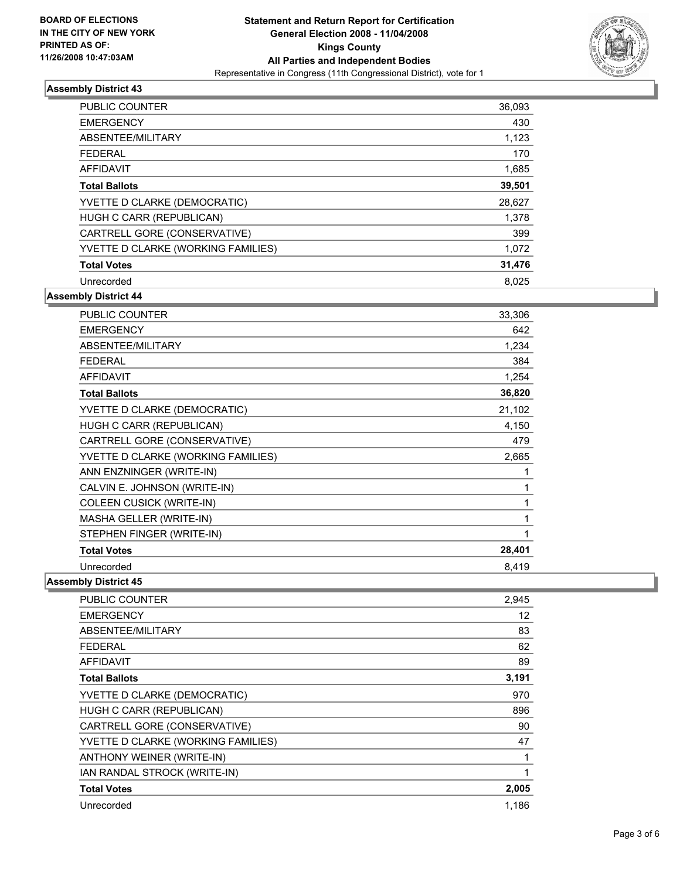**BOARD OF ELECTIONS IN THE CITY OF NEW YORK PRINTED AS OF: 11/26/2008 10:47:03AM**

# Statement and Return Report for Certification
## General Election 2008 - 11/04/2008
## Kings County
## All Parties and Independent Bodies
Representative in Congress (11th Congressional District), vote for 1

### Assembly District 43

| | |
|---|---|
| PUBLIC COUNTER | 36,093 |
| EMERGENCY | 430 |
| ABSENTEE/MILITARY | 1,123 |
| FEDERAL | 170 |
| AFFIDAVIT | 1,685 |
| **Total Ballots** | **39,501** |
| YVETTE D CLARKE (DEMOCRATIC) | 28,627 |
| HUGH C CARR (REPUBLICAN) | 1,378 |
| CARTRELL GORE (CONSERVATIVE) | 399 |
| YVETTE D CLARKE (WORKING FAMILIES) | 1,072 |
| **Total Votes** | **31,476** |
| Unrecorded | 8,025 |

### Assembly District 44

| | |
|---|---|
| PUBLIC COUNTER | 33,306 |
| EMERGENCY | 642 |
| ABSENTEE/MILITARY | 1,234 |
| FEDERAL | 384 |
| AFFIDAVIT | 1,254 |
| **Total Ballots** | **36,820** |
| YVETTE D CLARKE (DEMOCRATIC) | 21,102 |
| HUGH C CARR (REPUBLICAN) | 4,150 |
| CARTRELL GORE (CONSERVATIVE) | 479 |
| YVETTE D CLARKE (WORKING FAMILIES) | 2,665 |
| ANN ENZNINGER (WRITE-IN) | 1 |
| CALVIN E. JOHNSON (WRITE-IN) | 1 |
| COLEEN CUSICK (WRITE-IN) | 1 |
| MASHA GELLER (WRITE-IN) | 1 |
| STEPHEN FINGER (WRITE-IN) | 1 |
| **Total Votes** | **28,401** |
| Unrecorded | 8,419 |

### Assembly District 45

| | |
|---|---|
| PUBLIC COUNTER | 2,945 |
| EMERGENCY | 12 |
| ABSENTEE/MILITARY | 83 |
| FEDERAL | 62 |
| AFFIDAVIT | 89 |
| **Total Ballots** | **3,191** |
| YVETTE D CLARKE (DEMOCRATIC) | 970 |
| HUGH C CARR (REPUBLICAN) | 896 |
| CARTRELL GORE (CONSERVATIVE) | 90 |
| YVETTE D CLARKE (WORKING FAMILIES) | 47 |
| ANTHONY WEINER (WRITE-IN) | 1 |
| IAN RANDAL STROCK (WRITE-IN) | 1 |
| **Total Votes** | **2,005** |
| Unrecorded | 1,186 |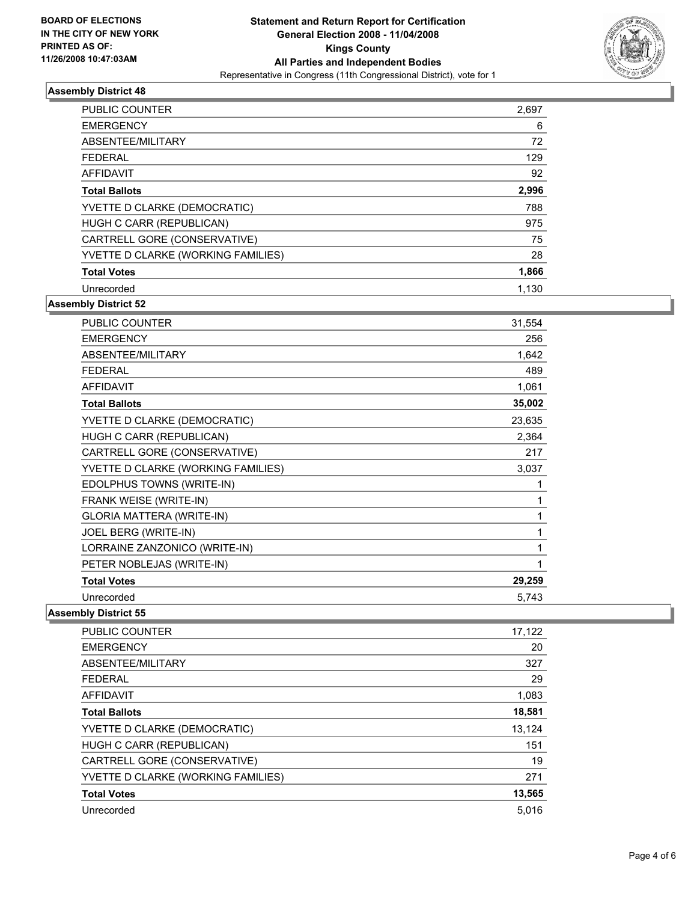**BOARD OF ELECTIONS IN THE CITY OF NEW YORK PRINTED AS OF: 11/26/2008 10:47:03AM**

# Statement and Return Report for Certification
## General Election 2008 - 11/04/2008
## Kings County
## All Parties and Independent Bodies
Representative in Congress (11th Congressional District), vote for 1

### Assembly District 48

| | |
|---|---|
| PUBLIC COUNTER | 2,697 |
| EMERGENCY | 6 |
| ABSENTEE/MILITARY | 72 |
| FEDERAL | 129 |
| AFFIDAVIT | 92 |
| **Total Ballots** | **2,996** |
| YVETTE D CLARKE (DEMOCRATIC) | 788 |
| HUGH C CARR (REPUBLICAN) | 975 |
| CARTRELL GORE (CONSERVATIVE) | 75 |
| YVETTE D CLARKE (WORKING FAMILIES) | 28 |
| **Total Votes** | **1,866** |
| Unrecorded | 1,130 |

### Assembly District 52

| | |
|---|---|
| PUBLIC COUNTER | 31,554 |
| EMERGENCY | 256 |
| ABSENTEE/MILITARY | 1,642 |
| FEDERAL | 489 |
| AFFIDAVIT | 1,061 |
| **Total Ballots** | **35,002** |
| YVETTE D CLARKE (DEMOCRATIC) | 23,635 |
| HUGH C CARR (REPUBLICAN) | 2,364 |
| CARTRELL GORE (CONSERVATIVE) | 217 |
| YVETTE D CLARKE (WORKING FAMILIES) | 3,037 |
| EDOLPHUS TOWNS (WRITE-IN) | 1 |
| FRANK WEISE (WRITE-IN) | 1 |
| GLORIA MATTERA (WRITE-IN) | 1 |
| JOEL BERG (WRITE-IN) | 1 |
| LORRAINE ZANZONICO (WRITE-IN) | 1 |
| PETER NOBLEJAS (WRITE-IN) | 1 |
| **Total Votes** | **29,259** |
| Unrecorded | 5,743 |

### Assembly District 55

| | |
|---|---|
| PUBLIC COUNTER | 17,122 |
| EMERGENCY | 20 |
| ABSENTEE/MILITARY | 327 |
| FEDERAL | 29 |
| AFFIDAVIT | 1,083 |
| **Total Ballots** | **18,581** |
| YVETTE D CLARKE (DEMOCRATIC) | 13,124 |
| HUGH C CARR (REPUBLICAN) | 151 |
| CARTRELL GORE (CONSERVATIVE) | 19 |
| YVETTE D CLARKE (WORKING FAMILIES) | 271 |
| **Total Votes** | **13,565** |
| Unrecorded | 5,016 |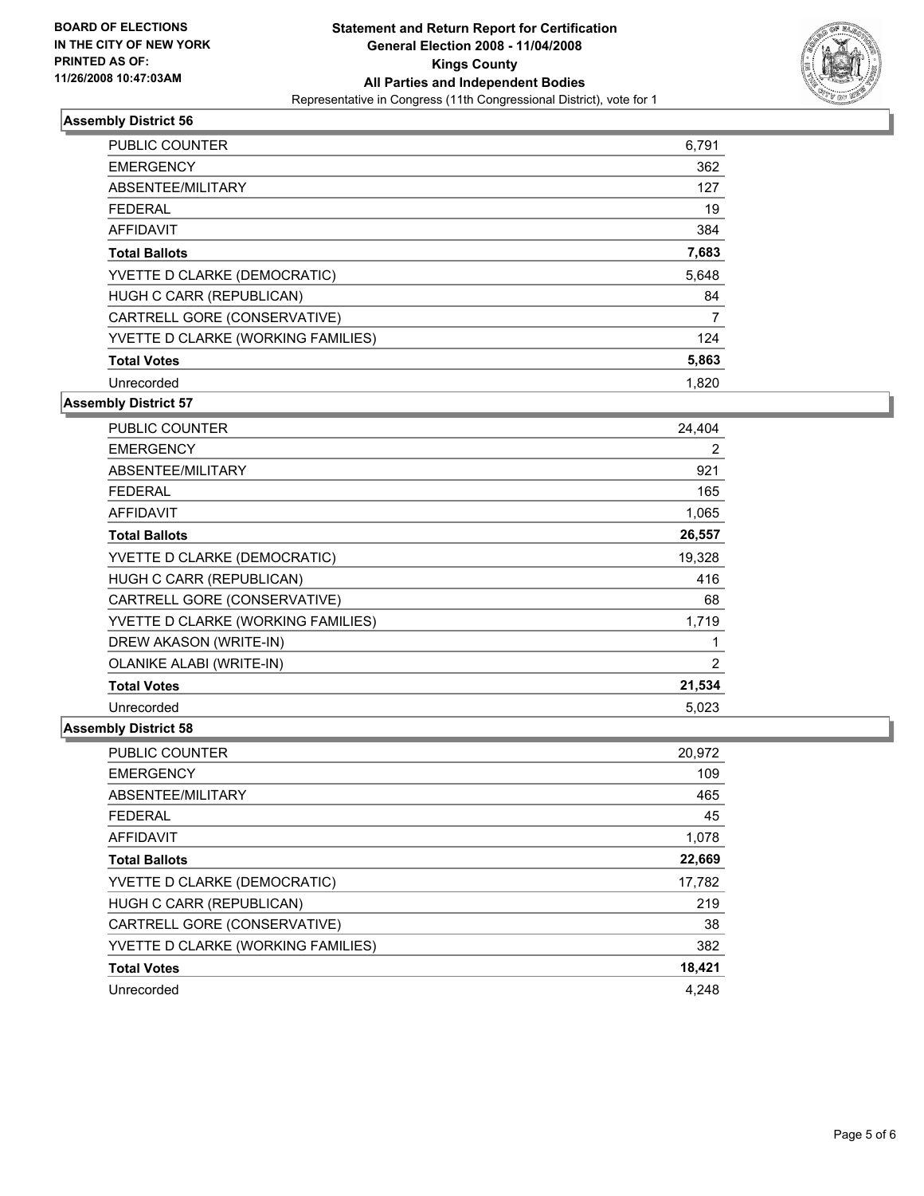**BOARD OF ELECTIONS IN THE CITY OF NEW YORK PRINTED AS OF: 11/26/2008 10:47:03AM**

# Statement and Return Report for Certification
## General Election 2008 - 11/04/2008
## Kings County
## All Parties and Independent Bodies
Representative in Congress (11th Congressional District), vote for 1

### Assembly District 56

| | |
|---|---|
| PUBLIC COUNTER | 6,791 |
| EMERGENCY | 362 |
| ABSENTEE/MILITARY | 127 |
| FEDERAL | 19 |
| AFFIDAVIT | 384 |
| **Total Ballots** | **7,683** |
| YVETTE D CLARKE (DEMOCRATIC) | 5,648 |
| HUGH C CARR (REPUBLICAN) | 84 |
| CARTRELL GORE (CONSERVATIVE) | 7 |
| YVETTE D CLARKE (WORKING FAMILIES) | 124 |
| **Total Votes** | **5,863** |
| Unrecorded | 1,820 |

### Assembly District 57

| | |
|---|---|
| PUBLIC COUNTER | 24,404 |
| EMERGENCY | 2 |
| ABSENTEE/MILITARY | 921 |
| FEDERAL | 165 |
| AFFIDAVIT | 1,065 |
| **Total Ballots** | **26,557** |
| YVETTE D CLARKE (DEMOCRATIC) | 19,328 |
| HUGH C CARR (REPUBLICAN) | 416 |
| CARTRELL GORE (CONSERVATIVE) | 68 |
| YVETTE D CLARKE (WORKING FAMILIES) | 1,719 |
| DREW AKASON (WRITE-IN) | 1 |
| OLANIKE ALABI (WRITE-IN) | 2 |
| **Total Votes** | **21,534** |
| Unrecorded | 5,023 |

### Assembly District 58

| | |
|---|---|
| PUBLIC COUNTER | 20,972 |
| EMERGENCY | 109 |
| ABSENTEE/MILITARY | 465 |
| FEDERAL | 45 |
| AFFIDAVIT | 1,078 |
| **Total Ballots** | **22,669** |
| YVETTE D CLARKE (DEMOCRATIC) | 17,782 |
| HUGH C CARR (REPUBLICAN) | 219 |
| CARTRELL GORE (CONSERVATIVE) | 38 |
| YVETTE D CLARKE (WORKING FAMILIES) | 382 |
| **Total Votes** | **18,421** |
| Unrecorded | 4,248 |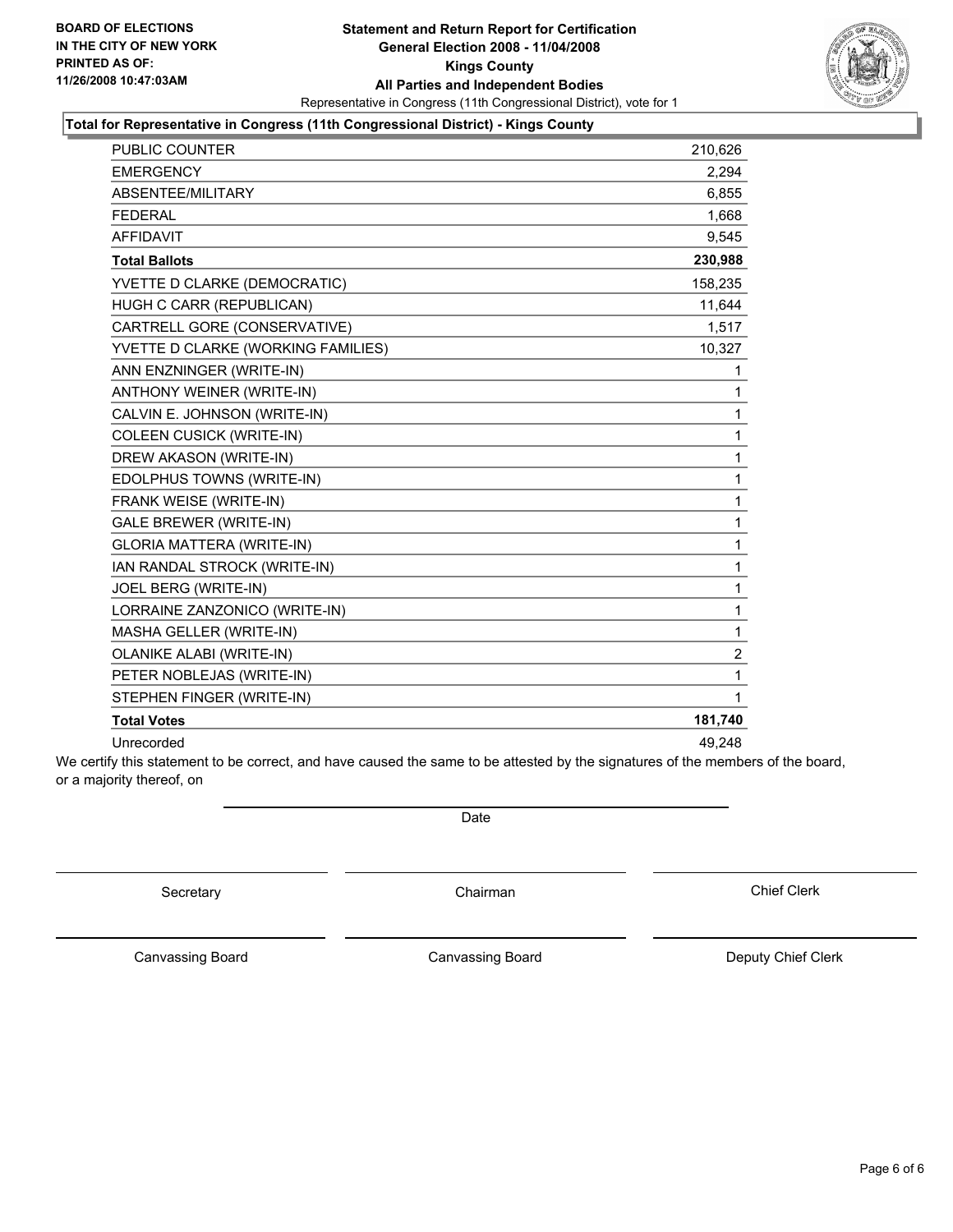**BOARD OF ELECTIONS IN THE CITY OF NEW YORK PRINTED AS OF: 11/26/2008 10:47:03AM**

# Statement and Return Report for Certification General Election 2008 - 11/04/2008 Kings County All Parties and Independent Bodies

Representative in Congress (11th Congressional District), vote for 1

## Total for Representative in Congress (11th Congressional District) - Kings County

| | |
|---|---|
| PUBLIC COUNTER | 210,626 |
| EMERGENCY | 2,294 |
| ABSENTEE/MILITARY | 6,855 |
| FEDERAL | 1,668 |
| AFFIDAVIT | 9,545 |
| **Total Ballots** | **230,988** |
| YVETTE D CLARKE (DEMOCRATIC) | 158,235 |
| HUGH C CARR (REPUBLICAN) | 11,644 |
| CARTRELL GORE (CONSERVATIVE) | 1,517 |
| YVETTE D CLARKE (WORKING FAMILIES) | 10,327 |
| ANN ENZNINGER (WRITE-IN) | 1 |
| ANTHONY WEINER (WRITE-IN) | 1 |
| CALVIN E. JOHNSON (WRITE-IN) | 1 |
| COLEEN CUSICK (WRITE-IN) | 1 |
| DREW AKASON (WRITE-IN) | 1 |
| EDOLPHUS TOWNS (WRITE-IN) | 1 |
| FRANK WEISE (WRITE-IN) | 1 |
| GALE BREWER (WRITE-IN) | 1 |
| GLORIA MATTERA (WRITE-IN) | 1 |
| IAN RANDAL STROCK (WRITE-IN) | 1 |
| JOEL BERG (WRITE-IN) | 1 |
| LORRAINE ZANZONICO (WRITE-IN) | 1 |
| MASHA GELLER (WRITE-IN) | 1 |
| OLANIKE ALABI (WRITE-IN) | 2 |
| PETER NOBLEJAS (WRITE-IN) | 1 |
| STEPHEN FINGER (WRITE-IN) | 1 |
| **Total Votes** | **181,740** |
| Unrecorded | 49,248 |

We certify this statement to be correct, and have caused the same to be attested by the signatures of the members of the board, or a majority thereof, on

Date

Secretary | Chairman | Chief Clerk

Canvassing Board | Canvassing Board | Deputy Chief Clerk